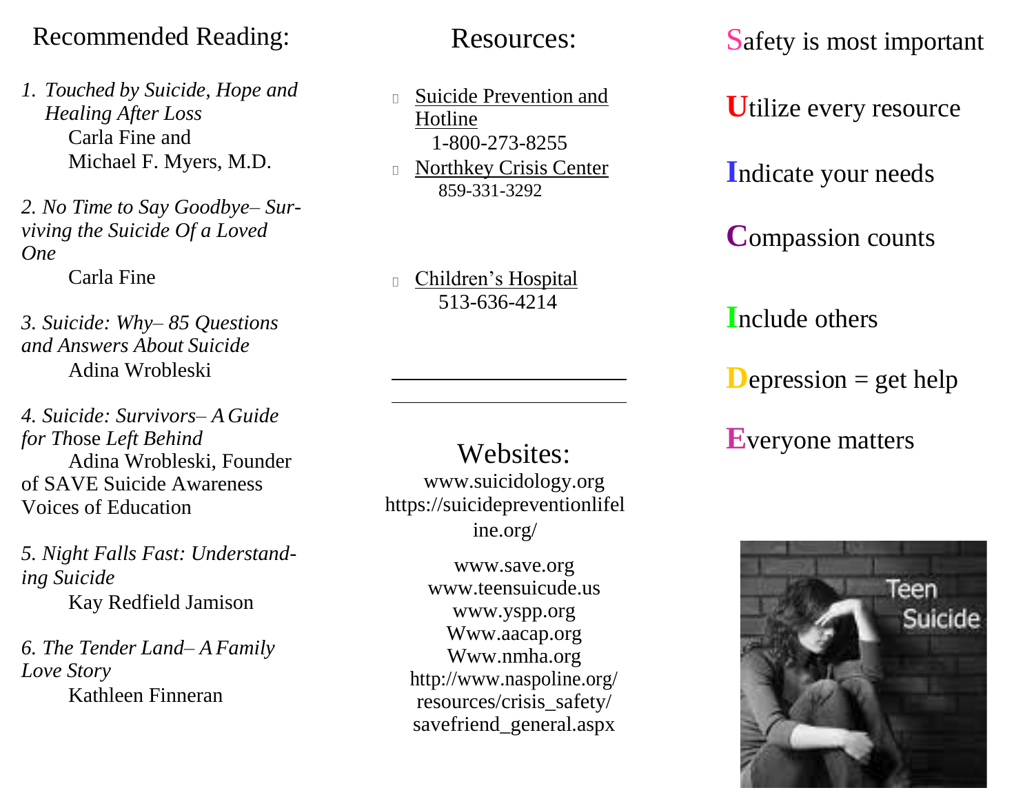## Recommended Reading:

1. *Touched by Suicide, Hope and Healing After Loss*
   Carla Fine and
   Michael F. Myers, M.D.

2. *No Time to Say Goodbye– Surviving the Suicide Of a Loved One*
   Carla Fine

3. *Suicide: Why– 85 Questions and Answers About Suicide*
   Adina Wrobleski

4. *Suicide: Survivors– A Guide for Those Left Behind*
   Adina Wrobleski, Founder of SAVE Suicide Awareness Voices of Education

5. *Night Falls Fast: Understanding Suicide*
   Kay Redfield Jamison

6. *The Tender Land– A Family Love Story*
   Kathleen Finneran

## Resources:

- Suicide Prevention and Hotline
  1-800-273-8255
- Northkey Crisis Center
  859-331-3292
- Children's Hospital
  513-636-4214

______________________________

______________________________

## Websites:

www.suicidology.org
https://suicidepreventionlifeline.org/
www.save.org
www.teensuicude.us
www.yspp.org
Www.aacap.org
Www.nmha.org
http://www.naspoline.org/resources/crisis_safety/savefriend_general.aspx

**S**afety is most important

**U**tilize every resource

**I**ndicate your needs

**C**ompassion counts

**I**nclude others

**D**epression = get help

**E**veryone matters

Teen Suicide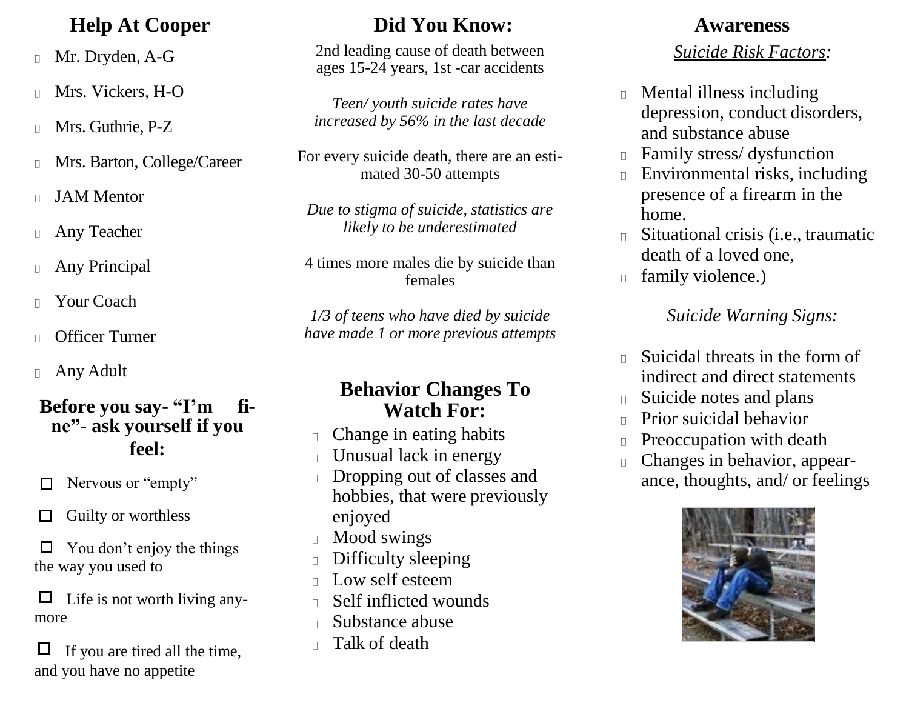## Help At Cooper

- Mr. Dryden, A-G
- Mrs. Vickers, H-O
- Mrs. Guthrie, P-Z
- Mrs. Barton, College/Career
- JAM Mentor
- Any Teacher
- Any Principal
- Your Coach
- Officer Turner
- Any Adult

### Before you say- "I'm fi-ne"- ask yourself if you feel:

- ☐ Nervous or "empty"
- ☐ Guilty or worthless
- ☐ You don't enjoy the things the way you used to
- ☐ Life is not worth living any-more
- ☐ If you are tired all the time, and you have no appetite

## Did You Know:

2nd leading cause of death between ages 15-24 years, 1st -car accidents

*Teen/ youth suicide rates have increased by 56% in the last decade*

For every suicide death, there are an esti-mated 30-50 attempts

*Due to stigma of suicide, statistics are likely to be underestimated*

4 times more males die by suicide than females

*1/3 of teens who have died by suicide have made 1 or more previous attempts*

### Behavior Changes To Watch For:

- Change in eating habits
- Unusual lack in energy
- Dropping out of classes and hobbies, that were previously enjoyed
- Mood swings
- Difficulty sleeping
- Low self esteem
- Self inflicted wounds
- Substance abuse
- Talk of death

## Awareness

*<u>Suicide Risk Factors</u>:*

- Mental illness including depression, conduct disorders, and substance abuse
- Family stress/ dysfunction
- Environmental risks, including presence of a firearm in the home.
- Situational crisis (i.e., traumatic death of a loved one,
- family violence.)

*<u>Suicide Warning Signs</u>:*

- Suicidal threats in the form of indirect and direct statements
- Suicide notes and plans
- Prior suicidal behavior
- Preoccupation with death
- Changes in behavior, appear-ance, thoughts, and/ or feelings